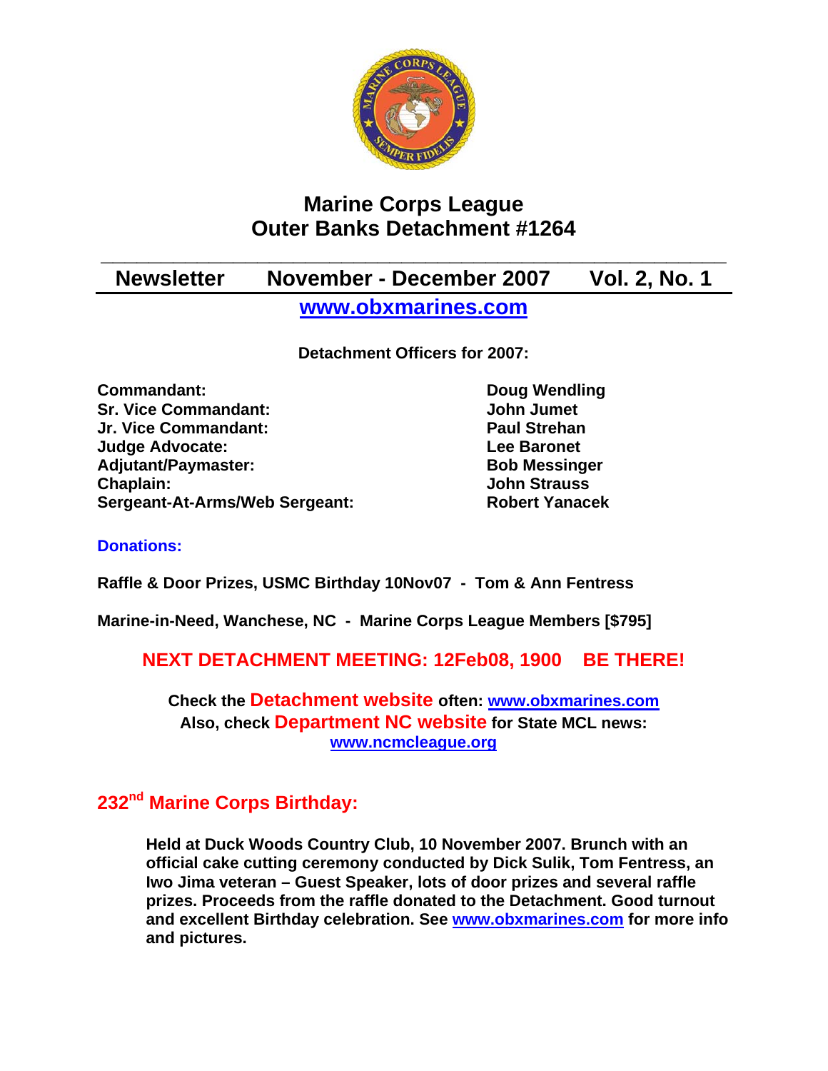# Marine Corps League
# Outer Banks Detachment #1264

## Newsletter November - December 2007 Vol. 2, No. 1

**www.obxmarines.com**

**Detachment Officers for 2007:**

| | |
|---|---|
| **Commandant:** | **Doug Wendling** |
| **Sr. Vice Commandant:** | **John Jumet** |
| **Jr. Vice Commandant:** | **Paul Strehan** |
| **Judge Advocate:** | **Lee Baronet** |
| **Adjutant/Paymaster:** | **Bob Messinger** |
| **Chaplain:** | **John Strauss** |
| **Sergeant-At-Arms/Web Sergeant:** | **Robert Yanacek** |

### Donations:

**Raffle & Door Prizes, USMC Birthday 10Nov07 - Tom & Ann Fentress**

**Marine-in-Need, Wanchese, NC - Marine Corps League Members [$795]**

**NEXT DETACHMENT MEETING: 12Feb08, 1900 BE THERE!**

**Check the Detachment website often: www.obxmarines.com**
**Also, check Department NC website for State MCL news:**
**www.ncmcleague.org**

## 232nd Marine Corps Birthday:

**Held at Duck Woods Country Club, 10 November 2007. Brunch with an official cake cutting ceremony conducted by Dick Sulik, Tom Fentress, an Iwo Jima veteran – Guest Speaker, lots of door prizes and several raffle prizes. Proceeds from the raffle donated to the Detachment. Good turnout and excellent Birthday celebration. See www.obxmarines.com for more info and pictures.**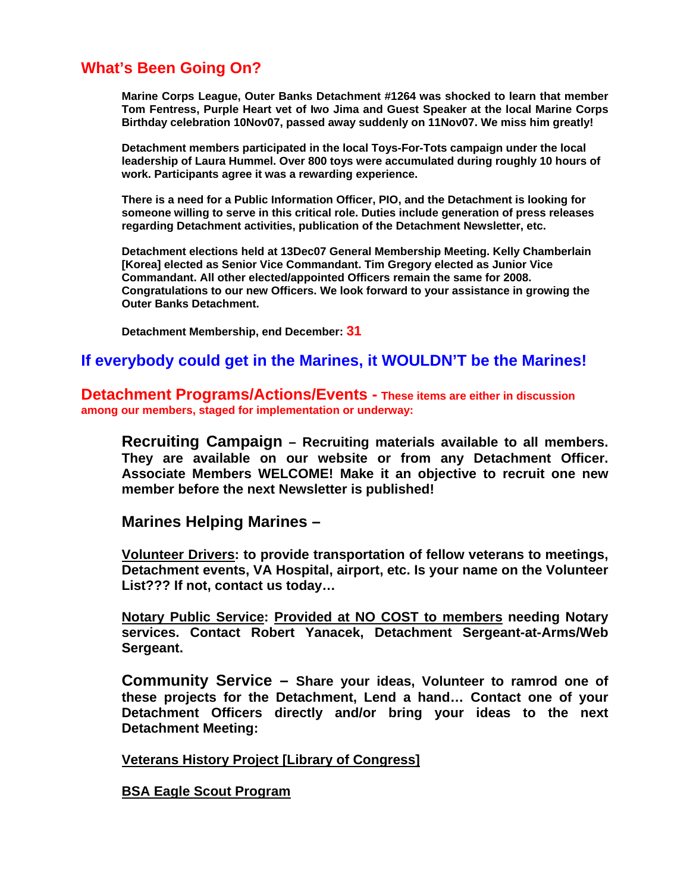## What's Been Going On?

**Marine Corps League, Outer Banks Detachment #1264 was shocked to learn that member Tom Fentress, Purple Heart vet of Iwo Jima and Guest Speaker at the local Marine Corps Birthday celebration 10Nov07, passed away suddenly on 11Nov07. We miss him greatly!**

**Detachment members participated in the local Toys-For-Tots campaign under the local leadership of Laura Hummel. Over 800 toys were accumulated during roughly 10 hours of work. Participants agree it was a rewarding experience.**

**There is a need for a Public Information Officer, PIO, and the Detachment is looking for someone willing to serve in this critical role. Duties include generation of press releases regarding Detachment activities, publication of the Detachment Newsletter, etc.**

**Detachment elections held at 13Dec07 General Membership Meeting. Kelly Chamberlain [Korea] elected as Senior Vice Commandant. Tim Gregory elected as Junior Vice Commandant. All other elected/appointed Officers remain the same for 2008. Congratulations to our new Officers. We look forward to your assistance in growing the Outer Banks Detachment.**

**Detachment Membership, end December: 31**

## If everybody could get in the Marines, it WOULDN'T be the Marines!

## Detachment Programs/Actions/Events - These items are either in discussion among our members, staged for implementation or underway:

**Recruiting Campaign – Recruiting materials available to all members. They are available on our website or from any Detachment Officer. Associate Members WELCOME! Make it an objective to recruit one new member before the next Newsletter is published!**

**Marines Helping Marines –**

**Volunteer Drivers: to provide transportation of fellow veterans to meetings, Detachment events, VA Hospital, airport, etc. Is your name on the Volunteer List??? If not, contact us today…**

**Notary Public Service: Provided at NO COST to members needing Notary services. Contact Robert Yanacek, Detachment Sergeant-at-Arms/Web Sergeant.**

**Community Service – Share your ideas, Volunteer to ramrod one of these projects for the Detachment, Lend a hand… Contact one of your Detachment Officers directly and/or bring your ideas to the next Detachment Meeting:**

**Veterans History Project [Library of Congress]**

**BSA Eagle Scout Program**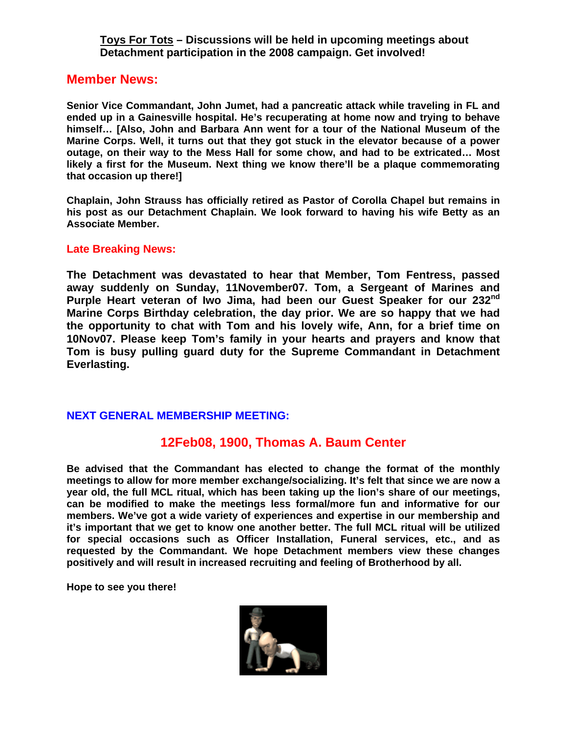**Toys For Tots – Discussions will be held in upcoming meetings about Detachment participation in the 2008 campaign. Get involved!**

## Member News:

**Senior Vice Commandant, John Jumet, had a pancreatic attack while traveling in FL and ended up in a Gainesville hospital. He's recuperating at home now and trying to behave himself… [Also, John and Barbara Ann went for a tour of the National Museum of the Marine Corps. Well, it turns out that they got stuck in the elevator because of a power outage, on their way to the Mess Hall for some chow, and had to be extricated… Most likely a first for the Museum. Next thing we know there'll be a plaque commemorating that occasion up there!]**

**Chaplain, John Strauss has officially retired as Pastor of Corolla Chapel but remains in his post as our Detachment Chaplain. We look forward to having his wife Betty as an Associate Member.**

### Late Breaking News:

**The Detachment was devastated to hear that Member, Tom Fentress, passed away suddenly on Sunday, 11November07. Tom, a Sergeant of Marines and Purple Heart veteran of Iwo Jima, had been our Guest Speaker for our 232nd Marine Corps Birthday celebration, the day prior. We are so happy that we had the opportunity to chat with Tom and his lovely wife, Ann, for a brief time on 10Nov07. Please keep Tom's family in your hearts and prayers and know that Tom is busy pulling guard duty for the Supreme Commandant in Detachment Everlasting.**

### NEXT GENERAL MEMBERSHIP MEETING:

## 12Feb08, 1900, Thomas A. Baum Center

**Be advised that the Commandant has elected to change the format of the monthly meetings to allow for more member exchange/socializing. It's felt that since we are now a year old, the full MCL ritual, which has been taking up the lion's share of our meetings, can be modified to make the meetings less formal/more fun and informative for our members. We've got a wide variety of experiences and expertise in our membership and it's important that we get to know one another better. The full MCL ritual will be utilized for special occasions such as Officer Installation, Funeral services, etc., and as requested by the Commandant. We hope Detachment members view these changes positively and will result in increased recruiting and feeling of Brotherhood by all.**

**Hope to see you there!**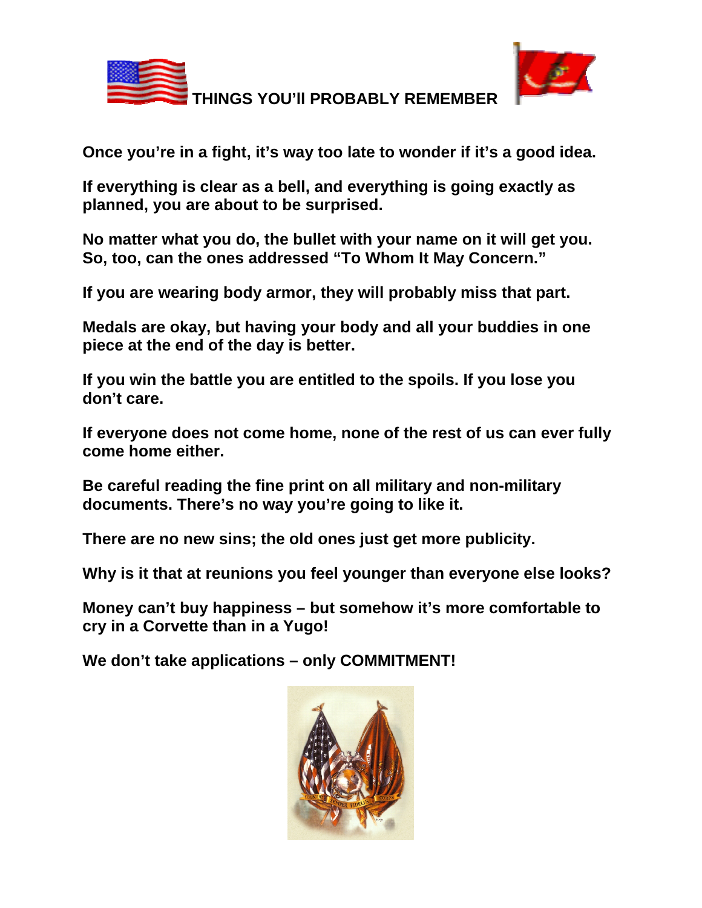# THINGS YOU'll PROBABLY REMEMBER

**Once you're in a fight, it's way too late to wonder if it's a good idea.**

**If everything is clear as a bell, and everything is going exactly as planned, you are about to be surprised.**

**No matter what you do, the bullet with your name on it will get you. So, too, can the ones addressed "To Whom It May Concern."**

**If you are wearing body armor, they will probably miss that part.**

**Medals are okay, but having your body and all your buddies in one piece at the end of the day is better.**

**If you win the battle you are entitled to the spoils. If you lose you don't care.**

**If everyone does not come home, none of the rest of us can ever fully come home either.**

**Be careful reading the fine print on all military and non-military documents. There's no way you're going to like it.**

**There are no new sins; the old ones just get more publicity.**

**Why is it that at reunions you feel younger than everyone else looks?**

**Money can't buy happiness – but somehow it's more comfortable to cry in a Corvette than in a Yugo!**

**We don't take applications – only COMMITMENT!**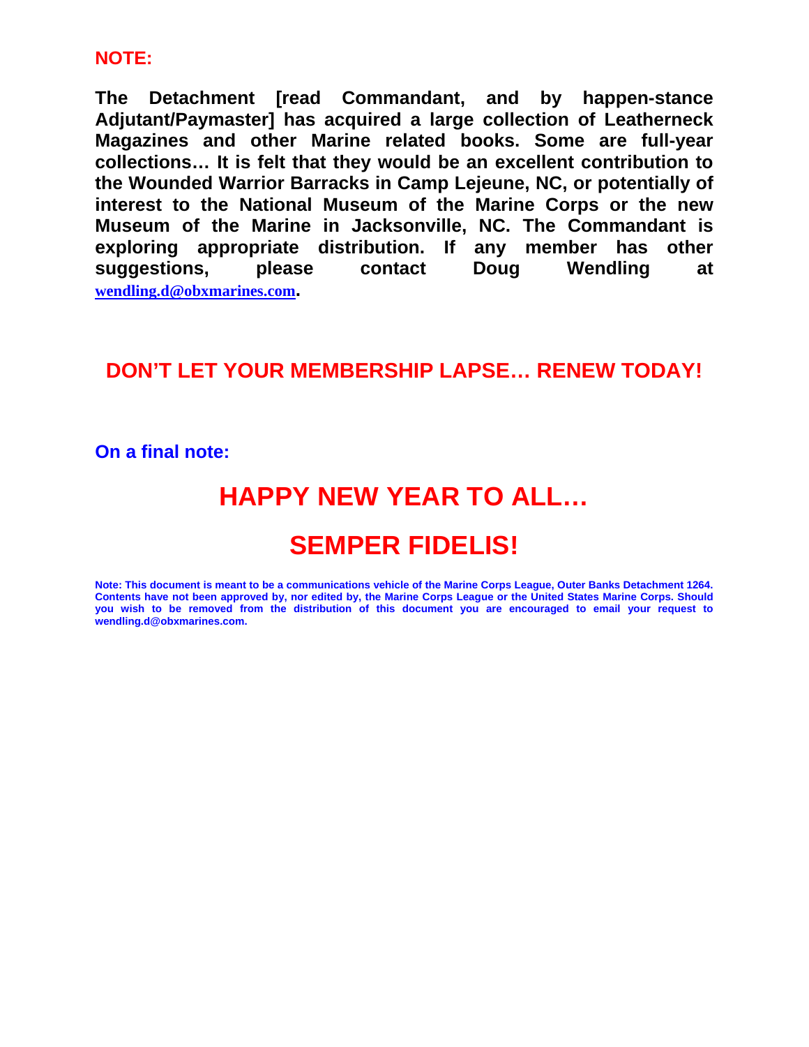**NOTE:**

**The Detachment [read Commandant, and by happen-stance Adjutant/Paymaster] has acquired a large collection of Leatherneck Magazines and other Marine related books. Some are full-year collections… It is felt that they would be an excellent contribution to the Wounded Warrior Barracks in Camp Lejeune, NC, or potentially of interest to the National Museum of the Marine Corps or the new Museum of the Marine in Jacksonville, NC. The Commandant is exploring appropriate distribution. If any member has other suggestions, please contact Doug Wendling at wendling.d@obxmarines.com.**

## DON'T LET YOUR MEMBERSHIP LAPSE… RENEW TODAY!

**On a final note:**

# HAPPY NEW YEAR TO ALL…

# SEMPER FIDELIS!

**Note: This document is meant to be a communications vehicle of the Marine Corps League, Outer Banks Detachment 1264. Contents have not been approved by, nor edited by, the Marine Corps League or the United States Marine Corps. Should you wish to be removed from the distribution of this document you are encouraged to email your request to wendling.d@obxmarines.com.**